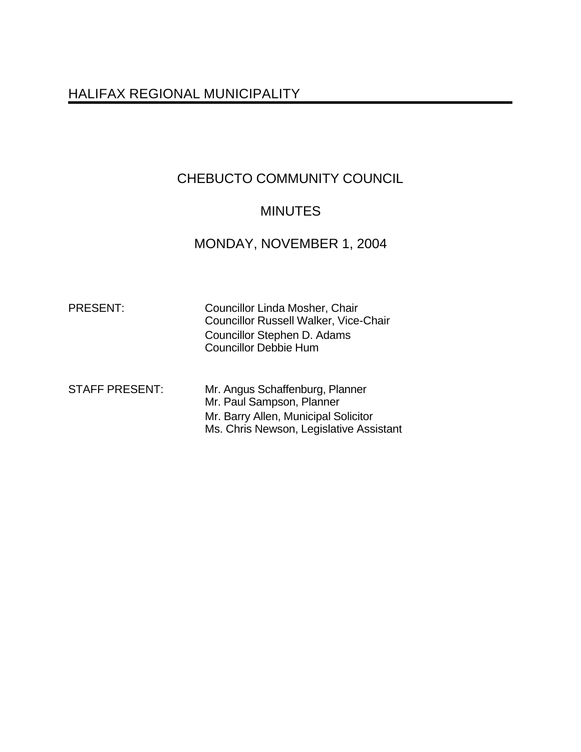# HALIFAX REGIONAL MUNICIPALITY

## CHEBUCTO COMMUNITY COUNCIL

## MINUTES

## MONDAY, NOVEMBER 1, 2004

PRESENT: Councillor Linda Mosher, Chair
Councillor Russell Walker, Vice-Chair
Councillor Stephen D. Adams
Councillor Debbie Hum

STAFF PRESENT: Mr. Angus Schaffenburg, Planner
Mr. Paul Sampson, Planner
Mr. Barry Allen, Municipal Solicitor
Ms. Chris Newson, Legislative Assistant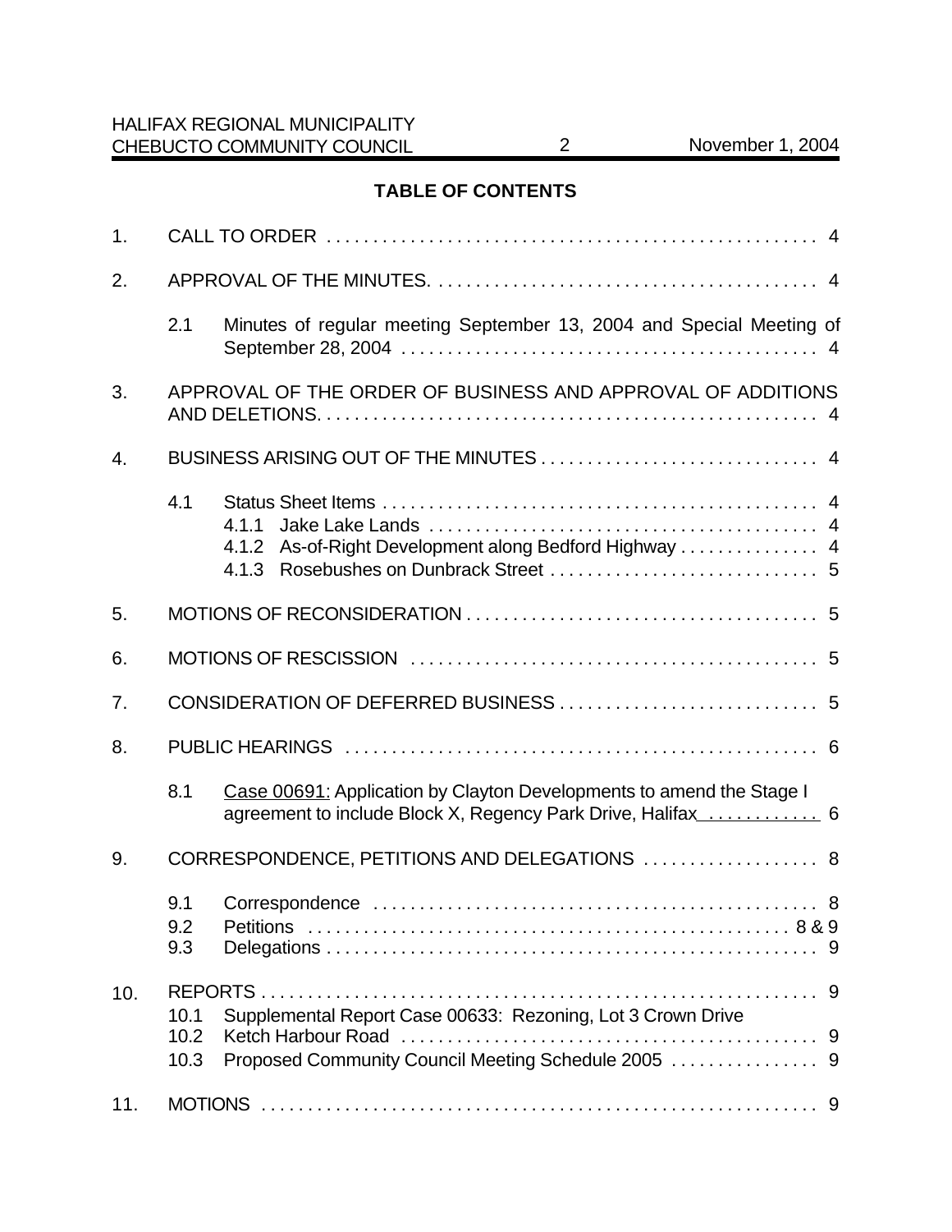## TABLE OF CONTENTS

1. CALL TO ORDER . . . . . . . . . . . . . . . . . . . . . . . . . . . . . . . . . . . . . . . . . . . . . . . . . . . . . 4

2. APPROVAL OF THE MINUTES. . . . . . . . . . . . . . . . . . . . . . . . . . . . . . . . . . . . . . . . . . . 4

   2.1 Minutes of regular meeting September 13, 2004 and Special Meeting of September 28, 2004 . . . . . . . . . . . . . . . . . . . . . . . . . . . . . . . . . . . . . . . . . . . . 4

3. APPROVAL OF THE ORDER OF BUSINESS AND APPROVAL OF ADDITIONS AND DELETIONS. . . . . . . . . . . . . . . . . . . . . . . . . . . . . . . . . . . . . . . . . . . . . . . . . . . . . . 4

4. BUSINESS ARISING OUT OF THE MINUTES . . . . . . . . . . . . . . . . . . . . . . . . . . . . . . 4

   4.1 Status Sheet Items . . . . . . . . . . . . . . . . . . . . . . . . . . . . . . . . . . . . . . . . . . . . . . . 4
      4.1.1 Jake Lake Lands . . . . . . . . . . . . . . . . . . . . . . . . . . . . . . . . . . . . . . . . . . 4
      4.1.2 As-of-Right Development along Bedford Highway . . . . . . . . . . . . . . . 4
      4.1.3 Rosebushes on Dunbrack Street . . . . . . . . . . . . . . . . . . . . . . . . . . . . . 5

5. MOTIONS OF RECONSIDERATION . . . . . . . . . . . . . . . . . . . . . . . . . . . . . . . . . . . . . . 5

6. MOTIONS OF RESCISSION . . . . . . . . . . . . . . . . . . . . . . . . . . . . . . . . . . . . . . . . . . . 5

7. CONSIDERATION OF DEFERRED BUSINESS . . . . . . . . . . . . . . . . . . . . . . . . . . . . 5

8. PUBLIC HEARINGS . . . . . . . . . . . . . . . . . . . . . . . . . . . . . . . . . . . . . . . . . . . . . . . . . . . 6

   8.1 Case 00691: Application by Clayton Developments to amend the Stage I agreement to include Block X, Regency Park Drive, Halifax . . . . . . . . . . . . 6

9. CORRESPONDENCE, PETITIONS AND DELEGATIONS . . . . . . . . . . . . . . . . . . . 8

   9.1 Correspondence . . . . . . . . . . . . . . . . . . . . . . . . . . . . . . . . . . . . . . . . . . . . . . . . 8
   9.2 Petitions . . . . . . . . . . . . . . . . . . . . . . . . . . . . . . . . . . . . . . . . . . . . . . . . . . . . 8 & 9
   9.3 Delegations . . . . . . . . . . . . . . . . . . . . . . . . . . . . . . . . . . . . . . . . . . . . . . . . . . . . . 9

10. REPORTS . . . . . . . . . . . . . . . . . . . . . . . . . . . . . . . . . . . . . . . . . . . . . . . . . . . . . . . . . . . 9
   10.1 Supplemental Report Case 00633: Rezoning, Lot 3 Crown Drive
   10.2 Ketch Harbour Road . . . . . . . . . . . . . . . . . . . . . . . . . . . . . . . . . . . . . . . . . . . . . 9
   10.3 Proposed Community Council Meeting Schedule 2005 . . . . . . . . . . . . . . . . 9

11. MOTIONS . . . . . . . . . . . . . . . . . . . . . . . . . . . . . . . . . . . . . . . . . . . . . . . . . . . . . . . . . . . 9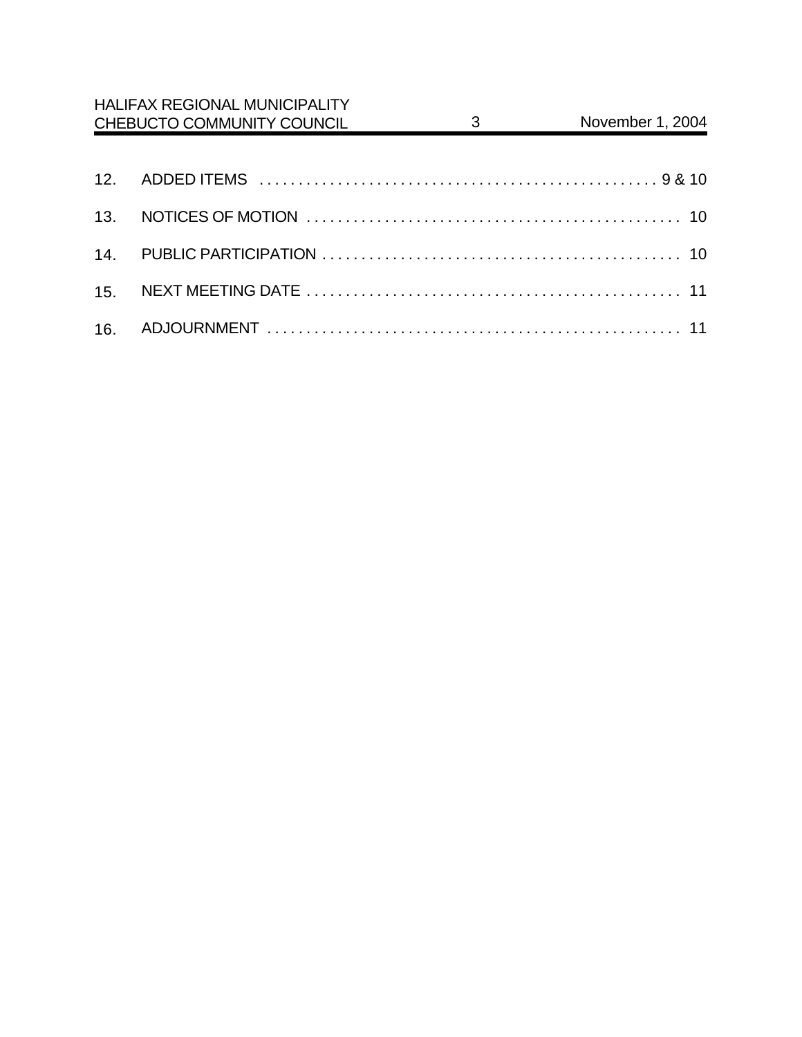12. ADDED ITEMS . . . . . . . . . . . . . . . . . . . . . . . . . . . . . . . . . . . . . . . . . . . . . . . . . . 9 & 10

13. NOTICES OF MOTION . . . . . . . . . . . . . . . . . . . . . . . . . . . . . . . . . . . . . . . . . . . . . . . . 10

14. PUBLIC PARTICIPATION . . . . . . . . . . . . . . . . . . . . . . . . . . . . . . . . . . . . . . . . . . . . . . 10

15. NEXT MEETING DATE . . . . . . . . . . . . . . . . . . . . . . . . . . . . . . . . . . . . . . . . . . . . . . . . 11

16. ADJOURNMENT . . . . . . . . . . . . . . . . . . . . . . . . . . . . . . . . . . . . . . . . . . . . . . . . . . . . . 11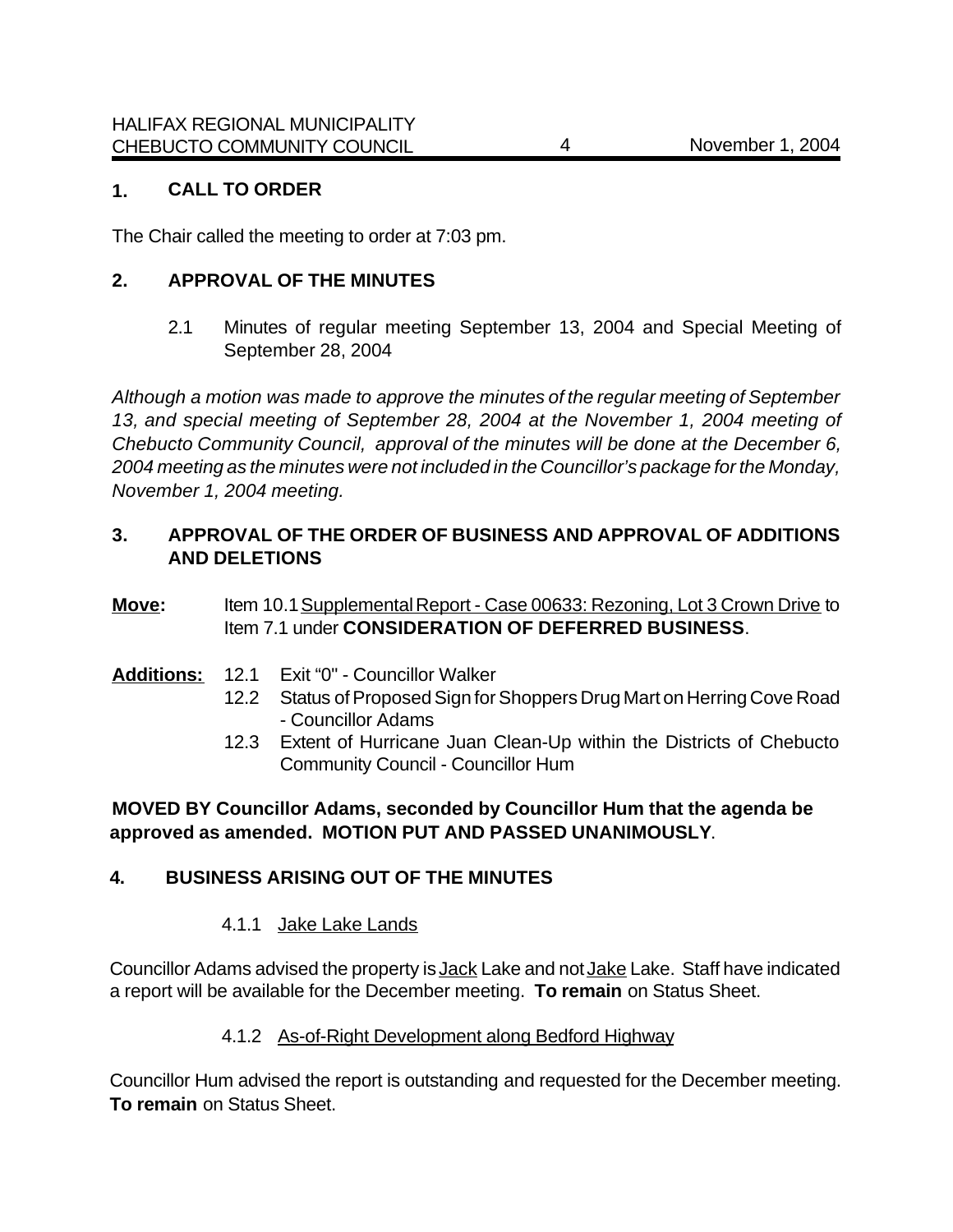## 1. CALL TO ORDER

The Chair called the meeting to order at 7:03 pm.

## 2. APPROVAL OF THE MINUTES

2.1 Minutes of regular meeting September 13, 2004 and Special Meeting of September 28, 2004

*Although a motion was made to approve the minutes of the regular meeting of September 13, and special meeting of September 28, 2004 at the November 1, 2004 meeting of Chebucto Community Council, approval of the minutes will be done at the December 6, 2004 meeting as the minutes were not included in the Councillor's package for the Monday, November 1, 2004 meeting.*

## 3. APPROVAL OF THE ORDER OF BUSINESS AND APPROVAL OF ADDITIONS AND DELETIONS

**Move:** Item 10.1 Supplemental Report - Case 00633: Rezoning, Lot 3 Crown Drive to Item 7.1 under **CONSIDERATION OF DEFERRED BUSINESS**.

**Additions:**
- 12.1 Exit "0" - Councillor Walker
- 12.2 Status of Proposed Sign for Shoppers Drug Mart on Herring Cove Road - Councillor Adams
- 12.3 Extent of Hurricane Juan Clean-Up within the Districts of Chebucto Community Council - Councillor Hum

**MOVED BY Councillor Adams, seconded by Councillor Hum that the agenda be approved as amended. MOTION PUT AND PASSED UNANIMOUSLY**.

## 4. BUSINESS ARISING OUT OF THE MINUTES

4.1.1 Jake Lake Lands

Councillor Adams advised the property is Jack Lake and not Jake Lake. Staff have indicated a report will be available for the December meeting. **To remain** on Status Sheet.

4.1.2 As-of-Right Development along Bedford Highway

Councillor Hum advised the report is outstanding and requested for the December meeting. **To remain** on Status Sheet.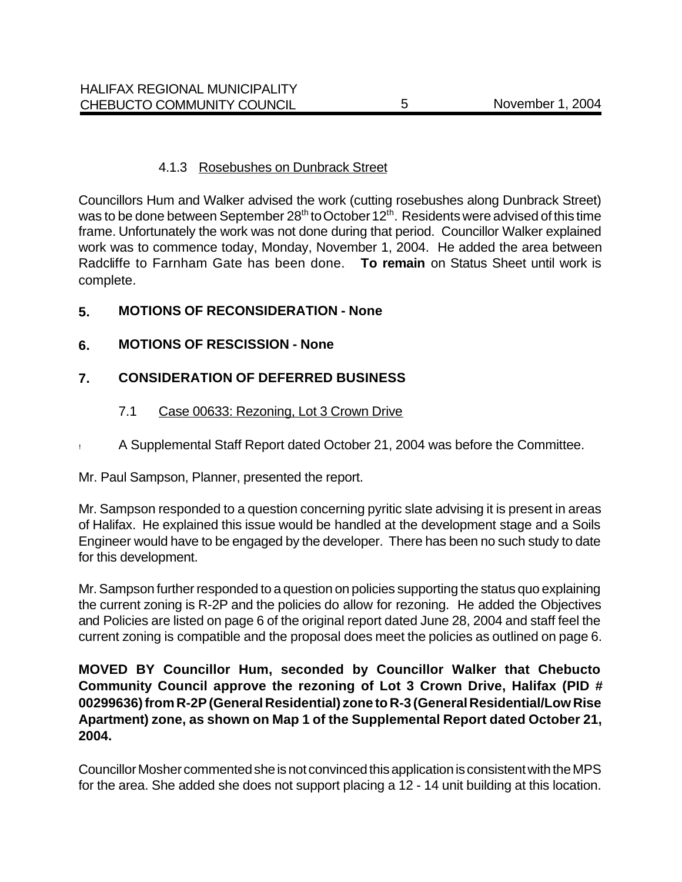#### 4.1.3 Rosebushes on Dunbrack Street

Councillors Hum and Walker advised the work (cutting rosebushes along Dunbrack Street) was to be done between September 28th to October 12th. Residents were advised of this time frame. Unfortunately the work was not done during that period. Councillor Walker explained work was to commence today, Monday, November 1, 2004. He added the area between Radcliffe to Farnham Gate has been done. **To remain** on Status Sheet until work is complete.

## 5. MOTIONS OF RECONSIDERATION - None

## 6. MOTIONS OF RESCISSION - None

## 7. CONSIDERATION OF DEFERRED BUSINESS

### 7.1 Case 00633: Rezoning, Lot 3 Crown Drive

- A Supplemental Staff Report dated October 21, 2004 was before the Committee.

Mr. Paul Sampson, Planner, presented the report.

Mr. Sampson responded to a question concerning pyritic slate advising it is present in areas of Halifax. He explained this issue would be handled at the development stage and a Soils Engineer would have to be engaged by the developer. There has been no such study to date for this development.

Mr. Sampson further responded to a question on policies supporting the status quo explaining the current zoning is R-2P and the policies do allow for rezoning. He added the Objectives and Policies are listed on page 6 of the original report dated June 28, 2004 and staff feel the current zoning is compatible and the proposal does meet the policies as outlined on page 6.

**MOVED BY Councillor Hum, seconded by Councillor Walker that Chebucto Community Council approve the rezoning of Lot 3 Crown Drive, Halifax (PID # 00299636) from R-2P (General Residential) zone to R-3 (General Residential/Low Rise Apartment) zone, as shown on Map 1 of the Supplemental Report dated October 21, 2004.**

Councillor Mosher commented she is not convinced this application is consistent with the MPS for the area. She added she does not support placing a 12 - 14 unit building at this location.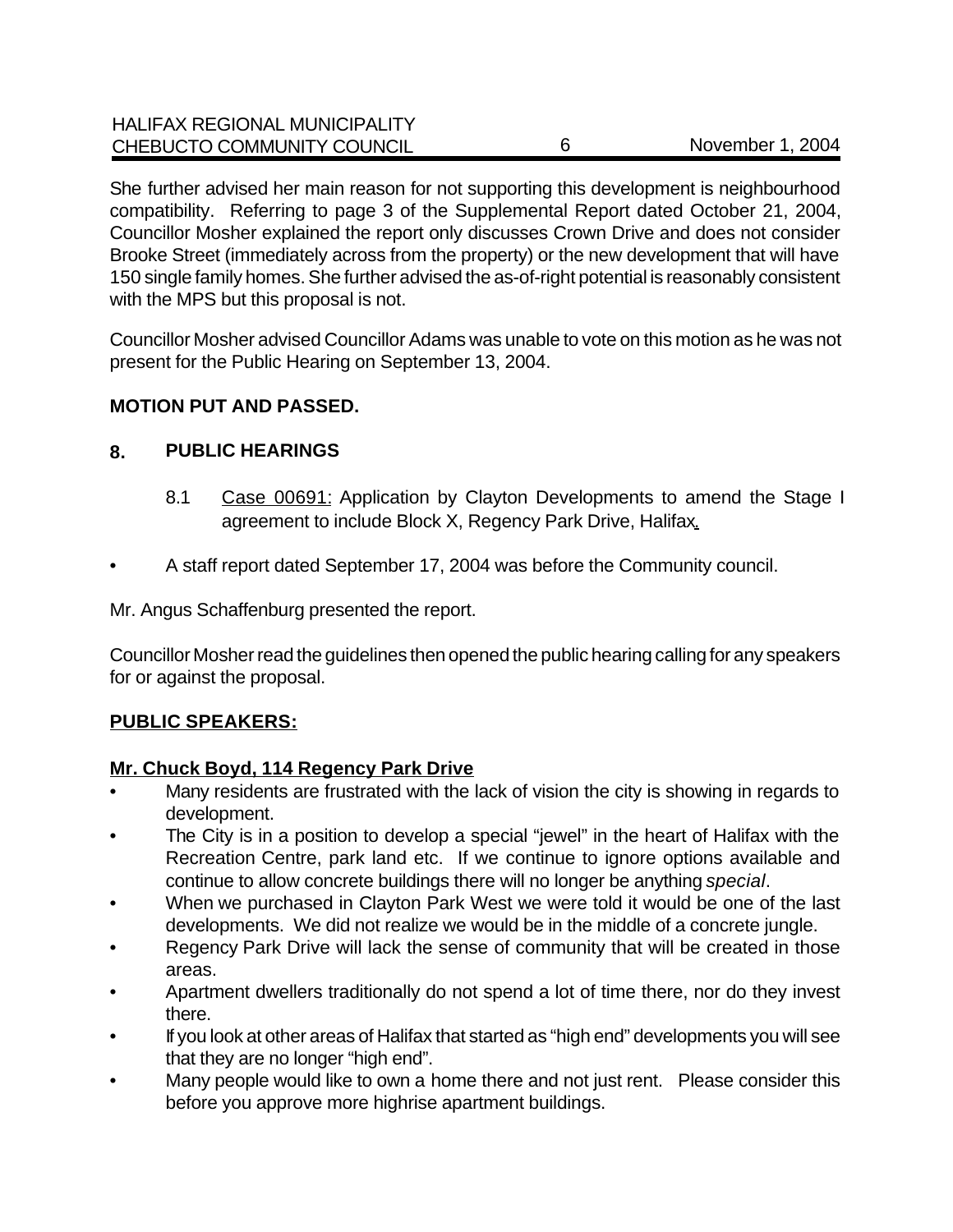She further advised her main reason for not supporting this development is neighbourhood compatibility. Referring to page 3 of the Supplemental Report dated October 21, 2004, Councillor Mosher explained the report only discusses Crown Drive and does not consider Brooke Street (immediately across from the property) or the new development that will have 150 single family homes. She further advised the as-of-right potential is reasonably consistent with the MPS but this proposal is not.

Councillor Mosher advised Councillor Adams was unable to vote on this motion as he was not present for the Public Hearing on September 13, 2004.

**MOTION PUT AND PASSED.**

## 8. PUBLIC HEARINGS

8.1 Case 00691: Application by Clayton Developments to amend the Stage I agreement to include Block X, Regency Park Drive, Halifax.

- A staff report dated September 17, 2004 was before the Community council.

Mr. Angus Schaffenburg presented the report.

Councillor Mosher read the guidelines then opened the public hearing calling for any speakers for or against the proposal.

**PUBLIC SPEAKERS:**

**Mr. Chuck Boyd, 114 Regency Park Drive**

- Many residents are frustrated with the lack of vision the city is showing in regards to development.
- The City is in a position to develop a special "jewel" in the heart of Halifax with the Recreation Centre, park land etc. If we continue to ignore options available and continue to allow concrete buildings there will no longer be anything *special*.
- When we purchased in Clayton Park West we were told it would be one of the last developments. We did not realize we would be in the middle of a concrete jungle.
- Regency Park Drive will lack the sense of community that will be created in those areas.
- Apartment dwellers traditionally do not spend a lot of time there, nor do they invest there.
- If you look at other areas of Halifax that started as "high end" developments you will see that they are no longer "high end".
- Many people would like to own a home there and not just rent. Please consider this before you approve more highrise apartment buildings.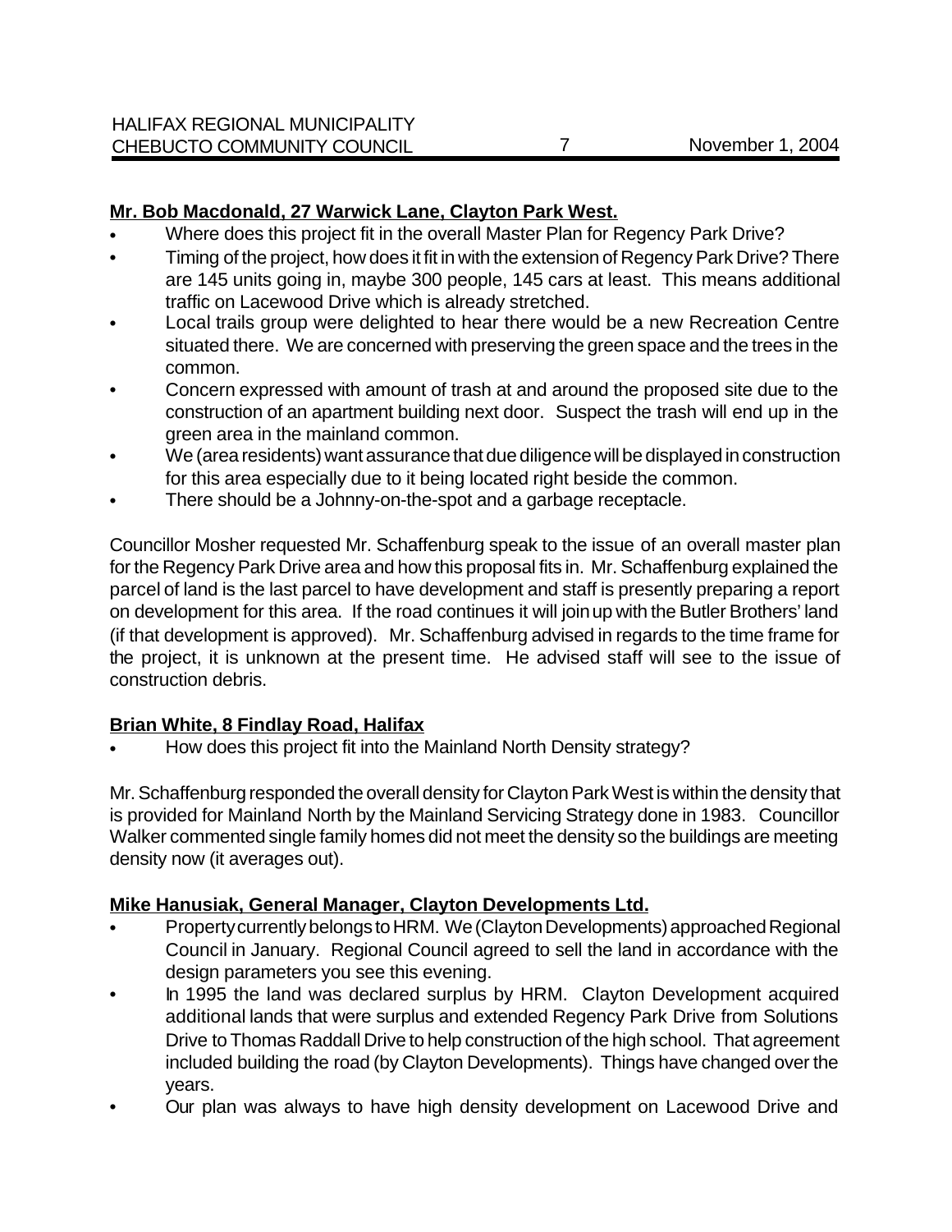**Mr. Bob Macdonald, 27 Warwick Lane, Clayton Park West.**

- Where does this project fit in the overall Master Plan for Regency Park Drive?
- Timing of the project, how does it fit in with the extension of Regency Park Drive? There are 145 units going in, maybe 300 people, 145 cars at least. This means additional traffic on Lacewood Drive which is already stretched.
- Local trails group were delighted to hear there would be a new Recreation Centre situated there. We are concerned with preserving the green space and the trees in the common.
- Concern expressed with amount of trash at and around the proposed site due to the construction of an apartment building next door. Suspect the trash will end up in the green area in the mainland common.
- We (area residents) want assurance that due diligence will be displayed in construction for this area especially due to it being located right beside the common.
- There should be a Johnny-on-the-spot and a garbage receptacle.

Councillor Mosher requested Mr. Schaffenburg speak to the issue of an overall master plan for the Regency Park Drive area and how this proposal fits in. Mr. Schaffenburg explained the parcel of land is the last parcel to have development and staff is presently preparing a report on development for this area. If the road continues it will join up with the Butler Brothers' land (if that development is approved). Mr. Schaffenburg advised in regards to the time frame for the project, it is unknown at the present time. He advised staff will see to the issue of construction debris.

**Brian White, 8 Findlay Road, Halifax**

- How does this project fit into the Mainland North Density strategy?

Mr. Schaffenburg responded the overall density for Clayton Park West is within the density that is provided for Mainland North by the Mainland Servicing Strategy done in 1983. Councillor Walker commented single family homes did not meet the density so the buildings are meeting density now (it averages out).

**Mike Hanusiak, General Manager, Clayton Developments Ltd.**

- Property currently belongs to HRM. We (Clayton Developments) approached Regional Council in January. Regional Council agreed to sell the land in accordance with the design parameters you see this evening.
- In 1995 the land was declared surplus by HRM. Clayton Development acquired additional lands that were surplus and extended Regency Park Drive from Solutions Drive to Thomas Raddall Drive to help construction of the high school. That agreement included building the road (by Clayton Developments). Things have changed over the years.
- Our plan was always to have high density development on Lacewood Drive and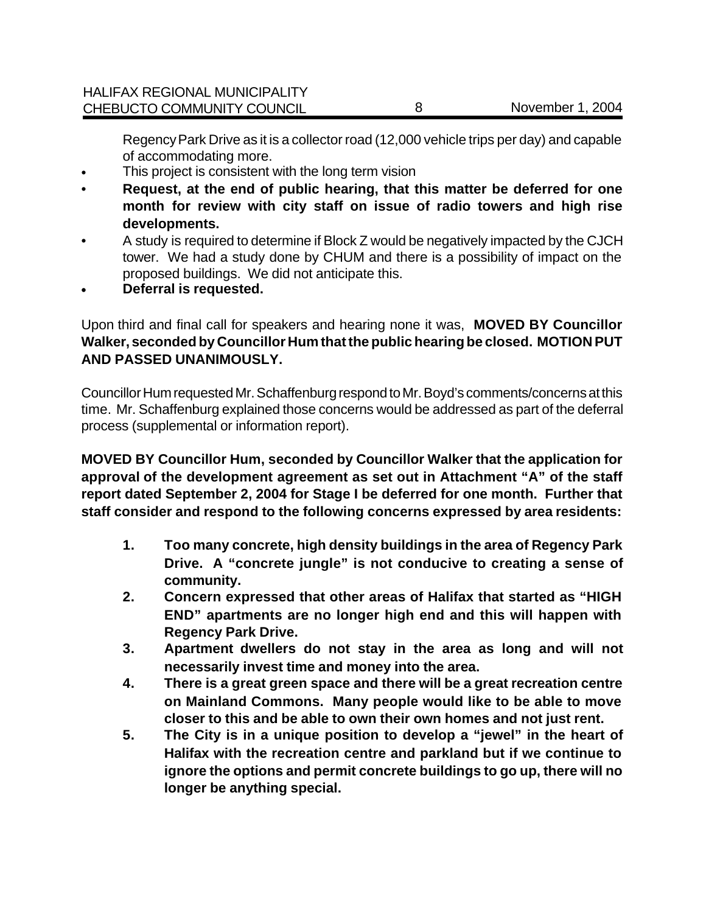Regency Park Drive as it is a collector road (12,000 vehicle trips per day) and capable of accommodating more.

- This project is consistent with the long term vision
- **Request, at the end of public hearing, that this matter be deferred for one month for review with city staff on issue of radio towers and high rise developments.**
- A study is required to determine if Block Z would be negatively impacted by the CJCH tower. We had a study done by CHUM and there is a possibility of impact on the proposed buildings. We did not anticipate this.
- **Deferral is requested.**

Upon third and final call for speakers and hearing none it was, **MOVED BY Councillor Walker, seconded by Councillor Hum that the public hearing be closed. MOTION PUT AND PASSED UNANIMOUSLY.**

Councillor Hum requested Mr. Schaffenburg respond to Mr. Boyd's comments/concerns at this time. Mr. Schaffenburg explained those concerns would be addressed as part of the deferral process (supplemental or information report).

**MOVED BY Councillor Hum, seconded by Councillor Walker that the application for approval of the development agreement as set out in Attachment "A" of the staff report dated September 2, 2004 for Stage I be deferred for one month. Further that staff consider and respond to the following concerns expressed by area residents:**

1. **Too many concrete, high density buildings in the area of Regency Park Drive. A "concrete jungle" is not conducive to creating a sense of community.**
2. **Concern expressed that other areas of Halifax that started as "HIGH END" apartments are no longer high end and this will happen with Regency Park Drive.**
3. **Apartment dwellers do not stay in the area as long and will not necessarily invest time and money into the area.**
4. **There is a great green space and there will be a great recreation centre on Mainland Commons. Many people would like to be able to move closer to this and be able to own their own homes and not just rent.**
5. **The City is in a unique position to develop a "jewel" in the heart of Halifax with the recreation centre and parkland but if we continue to ignore the options and permit concrete buildings to go up, there will no longer be anything special.**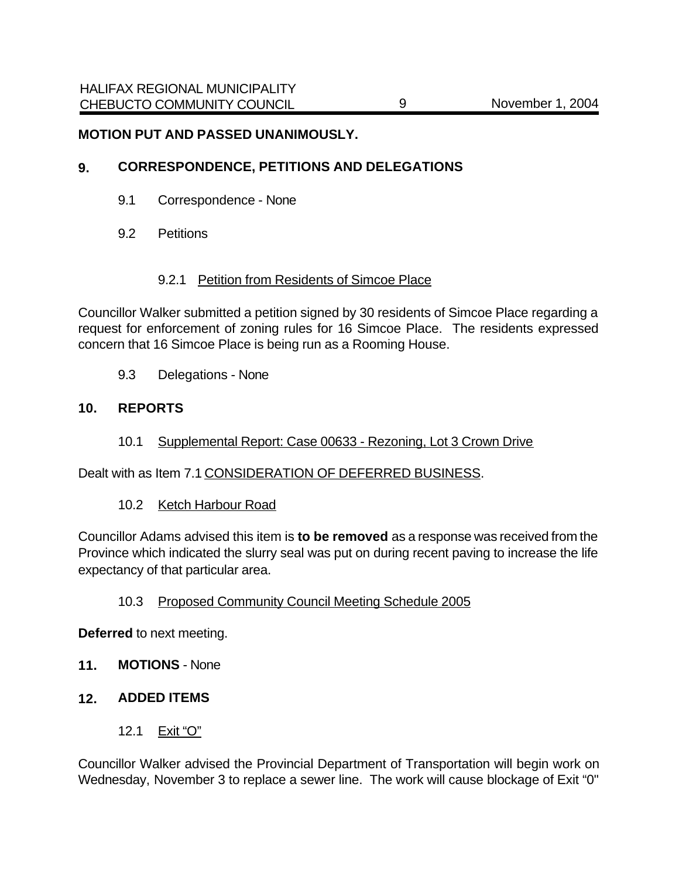**MOTION PUT AND PASSED UNANIMOUSLY.**

## 9. CORRESPONDENCE, PETITIONS AND DELEGATIONS

9.1 Correspondence - None

9.2 Petitions

9.2.1 Petition from Residents of Simcoe Place

Councillor Walker submitted a petition signed by 30 residents of Simcoe Place regarding a request for enforcement of zoning rules for 16 Simcoe Place. The residents expressed concern that 16 Simcoe Place is being run as a Rooming House.

9.3 Delegations - None

## 10. REPORTS

10.1 Supplemental Report: Case 00633 - Rezoning, Lot 3 Crown Drive

Dealt with as Item 7.1 CONSIDERATION OF DEFERRED BUSINESS.

10.2 Ketch Harbour Road

Councillor Adams advised this item is **to be removed** as a response was received from the Province which indicated the slurry seal was put on during recent paving to increase the life expectancy of that particular area.

10.3 Proposed Community Council Meeting Schedule 2005

**Deferred** to next meeting.

## 11. MOTIONS - None

## 12. ADDED ITEMS

12.1 Exit “O”

Councillor Walker advised the Provincial Department of Transportation will begin work on Wednesday, November 3 to replace a sewer line. The work will cause blockage of Exit “0"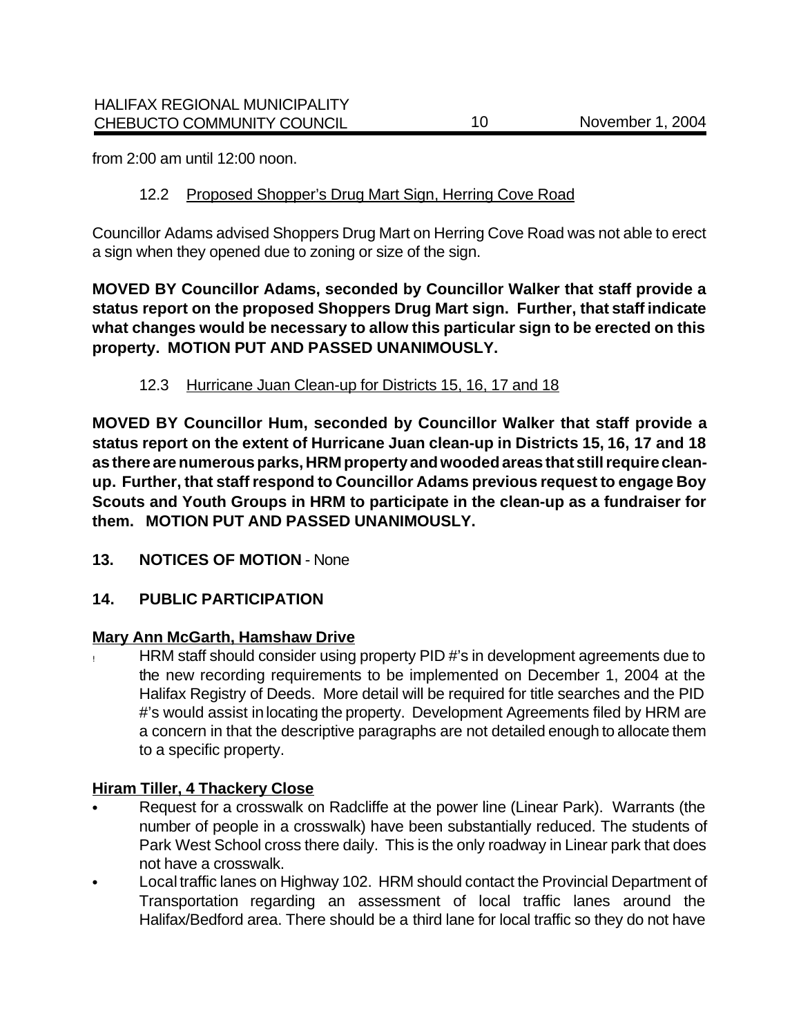from 2:00 am until 12:00 noon.

### 12.2 Proposed Shopper's Drug Mart Sign, Herring Cove Road

Councillor Adams advised Shoppers Drug Mart on Herring Cove Road was not able to erect a sign when they opened due to zoning or size of the sign.

**MOVED BY Councillor Adams, seconded by Councillor Walker that staff provide a status report on the proposed Shoppers Drug Mart sign. Further, that staff indicate what changes would be necessary to allow this particular sign to be erected on this property. MOTION PUT AND PASSED UNANIMOUSLY.**

### 12.3 Hurricane Juan Clean-up for Districts 15, 16, 17 and 18

**MOVED BY Councillor Hum, seconded by Councillor Walker that staff provide a status report on the extent of Hurricane Juan clean-up in Districts 15, 16, 17 and 18 as there are numerous parks, HRM property and wooded areas that still require clean-up. Further, that staff respond to Councillor Adams previous request to engage Boy Scouts and Youth Groups in HRM to participate in the clean-up as a fundraiser for them. MOTION PUT AND PASSED UNANIMOUSLY.**

## 13. NOTICES OF MOTION - None

## 14. PUBLIC PARTICIPATION

**Mary Ann McGarth, Hamshaw Drive**

- HRM staff should consider using property PID #'s in development agreements due to the new recording requirements to be implemented on December 1, 2004 at the Halifax Registry of Deeds. More detail will be required for title searches and the PID #'s would assist in locating the property. Development Agreements filed by HRM are a concern in that the descriptive paragraphs are not detailed enough to allocate them to a specific property.

**Hiram Tiller, 4 Thackery Close**

- Request for a crosswalk on Radcliffe at the power line (Linear Park). Warrants (the number of people in a crosswalk) have been substantially reduced. The students of Park West School cross there daily. This is the only roadway in Linear park that does not have a crosswalk.
- Local traffic lanes on Highway 102. HRM should contact the Provincial Department of Transportation regarding an assessment of local traffic lanes around the Halifax/Bedford area. There should be a third lane for local traffic so they do not have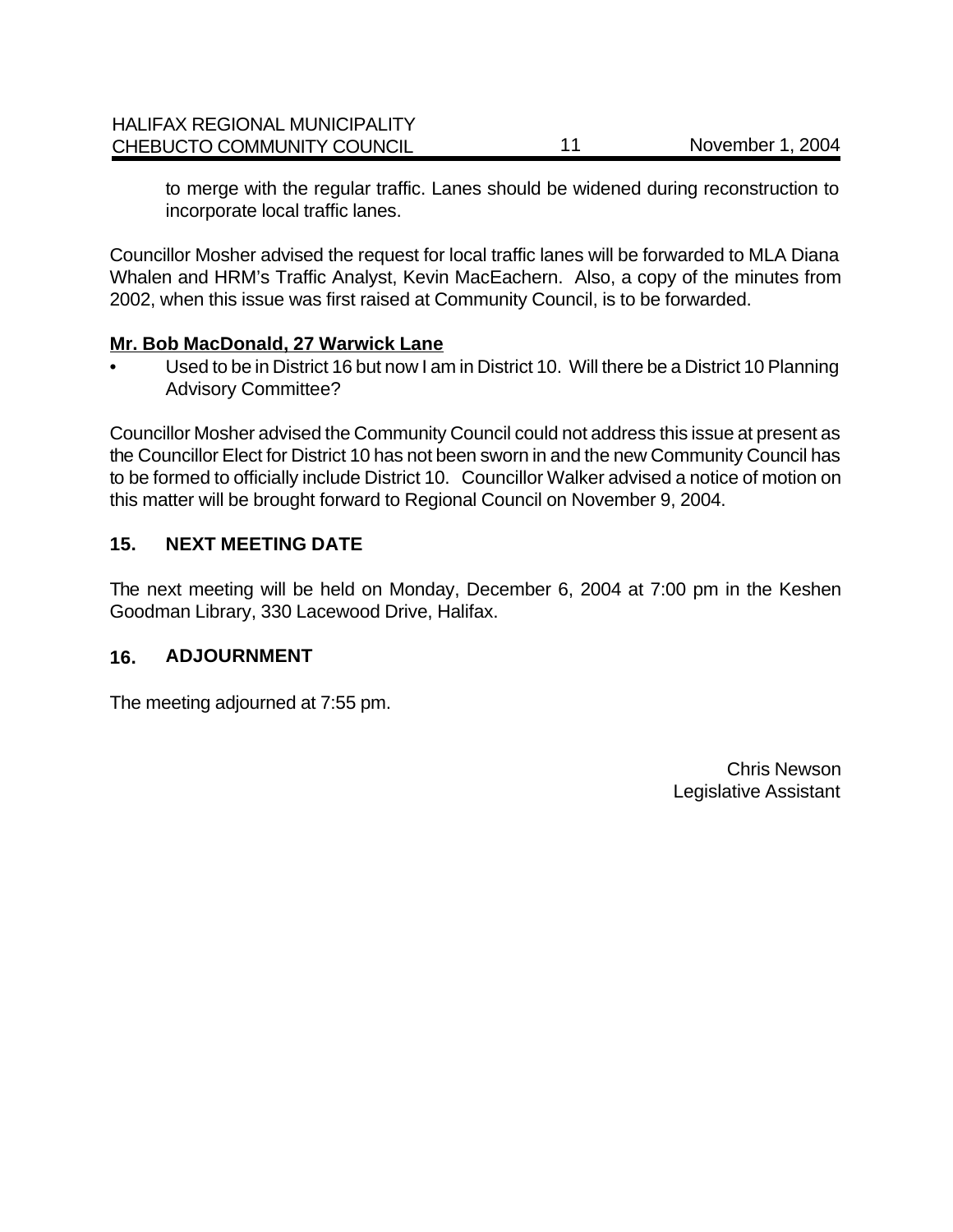to merge with the regular traffic. Lanes should be widened during reconstruction to incorporate local traffic lanes.

Councillor Mosher advised the request for local traffic lanes will be forwarded to MLA Diana Whalen and HRM's Traffic Analyst, Kevin MacEachern. Also, a copy of the minutes from 2002, when this issue was first raised at Community Council, is to be forwarded.

**Mr. Bob MacDonald, 27 Warwick Lane**

- Used to be in District 16 but now I am in District 10. Will there be a District 10 Planning Advisory Committee?

Councillor Mosher advised the Community Council could not address this issue at present as the Councillor Elect for District 10 has not been sworn in and the new Community Council has to be formed to officially include District 10. Councillor Walker advised a notice of motion on this matter will be brought forward to Regional Council on November 9, 2004.

## 15. NEXT MEETING DATE

The next meeting will be held on Monday, December 6, 2004 at 7:00 pm in the Keshen Goodman Library, 330 Lacewood Drive, Halifax.

## 16. ADJOURNMENT

The meeting adjourned at 7:55 pm.

Chris Newson
Legislative Assistant